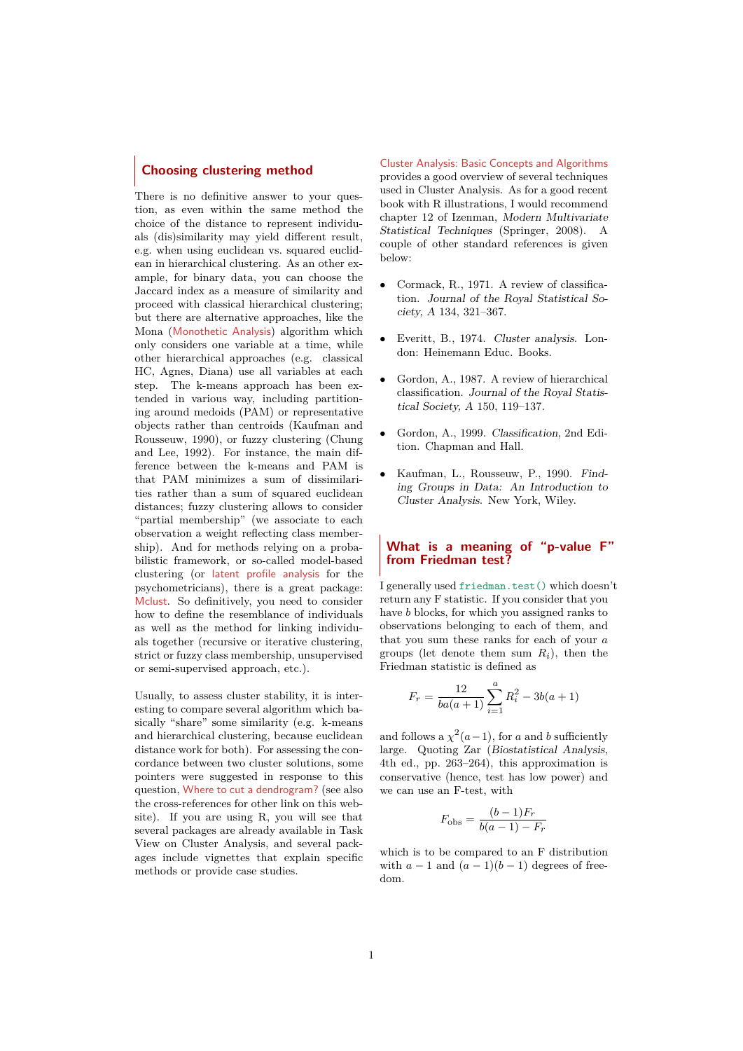## Choosing clustering method

There is no definitive answer to your question, as even within the same method the choice of the distance to represent individuals (dis)similarity may yield different result, e.g. when using euclidean vs. squared euclidean in hierarchical clustering. As an other example, for binary data, you can choose the Jaccard index as a measure of similarity and proceed with classical hierarchical clustering; but there are alternative approaches, like the Mona (Monothetic Analysis) algorithm which only considers one variable at a time, while other hierarchical approaches (e.g. classical HC, Agnes, Diana) use all variables at each step. The k-means approach has been extended in various way, including partitioning around medoids (PAM) or representative objects rather than centroids (Kaufman and Rousseuw, 1990), or fuzzy clustering (Chung and Lee, 1992). For instance, the main difference between the k-means and PAM is that PAM minimizes a sum of dissimilarities rather than a sum of squared euclidean distances; fuzzy clustering allows to consider "partial membership" (we associate to each observation a weight reflecting class membership). And for methods relying on a probabilistic framework, or so-called model-based clustering (or latent profile analysis for the psychometricians), there is a great package: Mclust. So definitively, you need to consider how to define the resemblance of individuals as well as the method for linking individuals together (recursive or iterative clustering, strict or fuzzy class membership, unsupervised or semi-supervised approach, etc.).

Usually, to assess cluster stability, it is interesting to compare several algorithm which basically "share" some similarity (e.g. k-means and hierarchical clustering, because euclidean distance work for both). For assessing the concordance between two cluster solutions, some pointers were suggested in response to this question, Where to cut a dendrogram? (see also the cross-references for other link on this website). If you are using R, you will see that several packages are already available in Task View on Cluster Analysis, and several packages include vignettes that explain specific methods or provide case studies.

Cluster Analysis: Basic Concepts and Algorithms provides a good overview of several techniques used in Cluster Analysis. As for a good recent book with R illustrations, I would recommend chapter 12 of Izenman, *Modern Multivariate Statistical Techniques* (Springer, 2008). A couple of other standard references is given below:

- Cormack, R., 1971. A review of classification. *Journal of the Royal Statistical Society, A* 134, 321–367.
- Everitt, B., 1974. *Cluster analysis*. London: Heinemann Educ. Books.
- Gordon, A., 1987. A review of hierarchical classification. *Journal of the Royal Statistical Society, A* 150, 119–137.
- Gordon, A., 1999. *Classification*, 2nd Edition. Chapman and Hall.
- Kaufman, L., Rousseuw, P., 1990. *Finding Groups in Data: An Introduction to Cluster Analysis*. New York, Wiley.

## What is a meaning of "p-value F" from Friedman test?

I generally used `friedman.test()` which doesn't return any F statistic. If you consider that you have $b$ blocks, for which you assigned ranks to observations belonging to each of them, and that you sum these ranks for each of your $a$ groups (let denote them sum $R_i$), then the Friedman statistic is defined as

$$F_r = \frac{12}{ba(a+1)}\sum_{i=1}^{a} R_i^2 - 3b(a+1)$$

and follows a $\chi^2(a-1)$, for $a$ and $b$ sufficiently large. Quoting Zar (*Biostatistical Analysis*, 4th ed., pp. 263–264), this approximation is conservative (hence, test has low power) and we can use an F-test, with

$$F_{\text{obs}} = \frac{(b-1)F_r}{b(a-1)-F_r}$$

which is to be compared to an F distribution with $a-1$ and $(a-1)(b-1)$ degrees of freedom.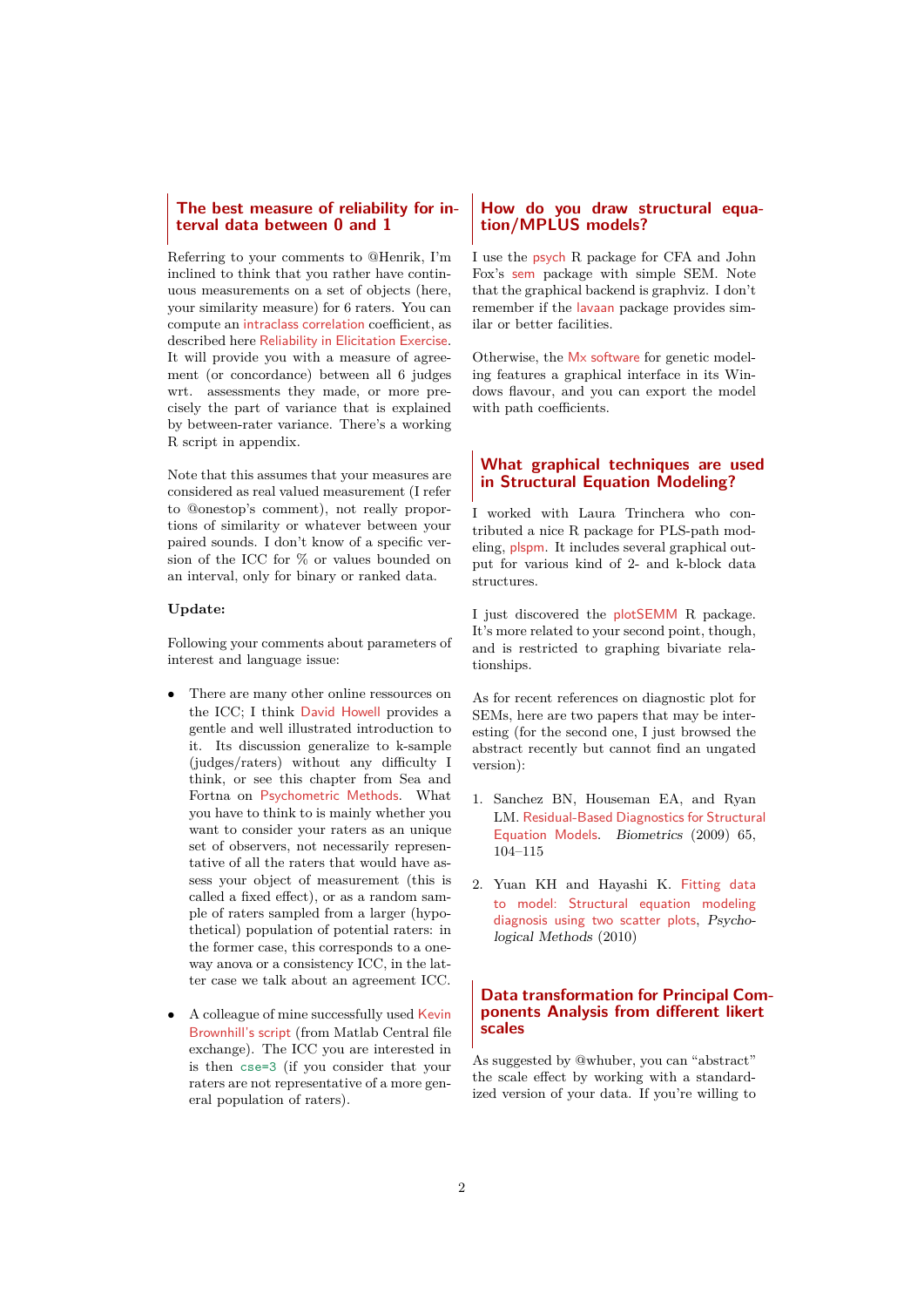## The best measure of reliability for interval data between 0 and 1

Referring to your comments to @Henrik, I'm inclined to think that you rather have continuous measurements on a set of objects (here, your similarity measure) for 6 raters. You can compute an intraclass correlation coefficient, as described here Reliability in Elicitation Exercise. It will provide you with a measure of agreement (or concordance) between all 6 judges wrt. assessments they made, or more precisely the part of variance that is explained by between-rater variance. There's a working R script in appendix.

Note that this assumes that your measures are considered as real valued measurement (I refer to @onestop's comment), not really proportions of similarity or whatever between your paired sounds. I don't know of a specific version of the ICC for % or values bounded on an interval, only for binary or ranked data.

**Update:**

Following your comments about parameters of interest and language issue:

- There are many other online ressources on the ICC; I think David Howell provides a gentle and well illustrated introduction to it. Its discussion generalize to k-sample (judges/raters) without any difficulty I think, or see this chapter from Sea and Fortna on Psychometric Methods. What you have to think to is mainly whether you want to consider your raters as an unique set of observers, not necessarily representative of all the raters that would have assess your object of measurement (this is called a fixed effect), or as a random sample of raters sampled from a larger (hypothetical) population of potential raters: in the former case, this corresponds to a one-way anova or a consistency ICC, in the latter case we talk about an agreement ICC.
- A colleague of mine successfully used Kevin Brownhill's script (from Matlab Central file exchange). The ICC you are interested in is then `cse=3` (if you consider that your raters are not representative of a more general population of raters).

## How do you draw structural equation/MPLUS models?

I use the psych R package for CFA and John Fox's sem package with simple SEM. Note that the graphical backend is graphviz. I don't remember if the lavaan package provides similar or better facilities.

Otherwise, the Mx software for genetic modeling features a graphical interface in its Windows flavour, and you can export the model with path coefficients.

## What graphical techniques are used in Structural Equation Modeling?

I worked with Laura Trinchera who contributed a nice R package for PLS-path modeling, plspm. It includes several graphical output for various kind of 2- and k-block data structures.

I just discovered the plotSEMM R package. It's more related to your second point, though, and is restricted to graphing bivariate relationships.

As for recent references on diagnostic plot for SEMs, here are two papers that may be interesting (for the second one, I just browsed the abstract recently but cannot find an ungated version):

1. Sanchez BN, Houseman EA, and Ryan LM. Residual-Based Diagnostics for Structural Equation Models. *Biometrics* (2009) 65, 104–115
2. Yuan KH and Hayashi K. Fitting data to model: Structural equation modeling diagnosis using two scatter plots, *Psychological Methods* (2010)

## Data transformation for Principal Components Analysis from different likert scales

As suggested by @whuber, you can "abstract" the scale effect by working with a standardized version of your data. If you're willing to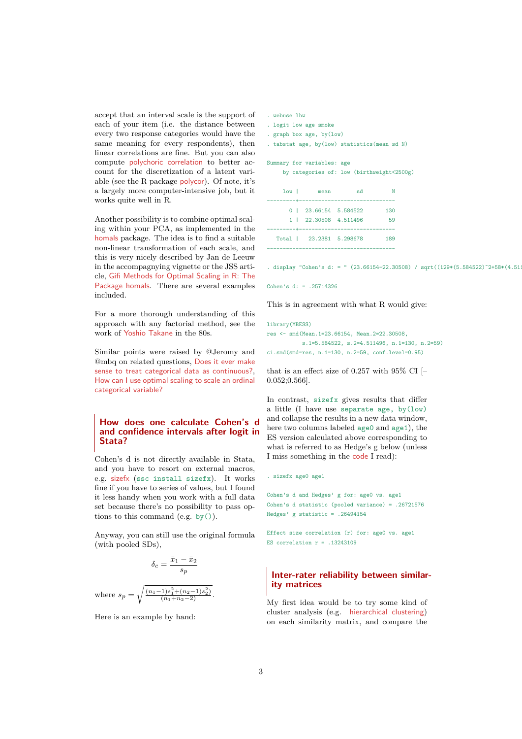accept that an interval scale is the support of each of your item (i.e. the distance between every two response categories would have the same meaning for every respondents), then linear correlations are fine. But you can also compute polychoric correlation to better account for the discretization of a latent variable (see the R package polycor). Of note, it's a largely more computer-intensive job, but it works quite well in R.

Another possibility is to combine optimal scaling within your PCA, as implemented in the homals package. The idea is to find a suitable non-linear transformation of each scale, and this is very nicely described by Jan de Leeuw in the accompagnying vignette or the JSS article, Gifi Methods for Optimal Scaling in R: The Package homals. There are several examples included.

For a more thorough understanding of this approach with any factorial method, see the work of Yoshio Takane in the 80s.

Similar points were raised by @Jeromy and @mbq on related questions, Does it ever make sense to treat categorical data as continuous?, How can I use optimal scaling to scale an ordinal categorical variable?

## How does one calculate Cohen's d and confidence intervals after logit in Stata?

Cohen's d is not directly available in Stata, and you have to resort on external macros, e.g. sizefx (`ssc install sizefx`). It works fine if you have to series of values, but I found it less handy when you work with a full data set because there's no possibility to pass options to this command (e.g. `by()`).

Anyway, you can still use the original formula (with pooled SDs),

$$\delta_c = \frac{\bar{x}_1 - \bar{x}_2}{s_p}$$

where $s_p = \sqrt{\frac{(n_1-1)s_1^2+(n_2-1)s_2^2)}{(n_1+n_2-2)}}$.

Here is an example by hand:

```
. webuse lbw
. logit low age smoke
. graph box age, by(low)
. tabstat age, by(low) statistics(mean sd N)

Summary for variables: age
     by categories of: low (birthweight<2500g)

     low |      mean        sd         N
---------+------------------------------
       0 |  23.66154  5.584522       130
       1 |  22.30508  4.511496        59
---------+------------------------------
   Total |   23.2381  5.298678       189
----------------------------------------

. display "Cohen's d: = " (23.66154-22.30508) / sqrt((129*(5.584522)^2+58*(4.511

Cohen's d: = .25714326
```

This is in agreement with what R would give:

```
library(MBESS)
res <- smd(Mean.1=23.66154, Mean.2=22.30508,
          s.1=5.584522, s.2=4.511496, n.1=130, n.2=59)
ci.smd(smd=res, n.1=130, n.2=59, conf.level=0.95)
```

that is an effect size of 0.257 with 95% CI [–0.052;0.566].

In contrast, `sizefx` gives results that differ a little (I have use `separate age, by(low)` and collapse the results in a new data window, here two columns labeled `age0` and `age1`), the ES version calculated above corresponding to what is referred to as Hedge's g below (unless I miss something in the code I read):

```
. sizefx age0 age1

Cohen's d and Hedges' g for: age0 vs. age1
Cohen's d statistic (pooled variance) = .26721576
Hedges' g statistic = .26494154

Effect size correlation (r) for: age0 vs. age1
ES correlation r = .13243109
```

## Inter-rater reliability between similarity matrices

My first idea would be to try some kind of cluster analysis (e.g. hierarchical clustering) on each similarity matrix, and compare the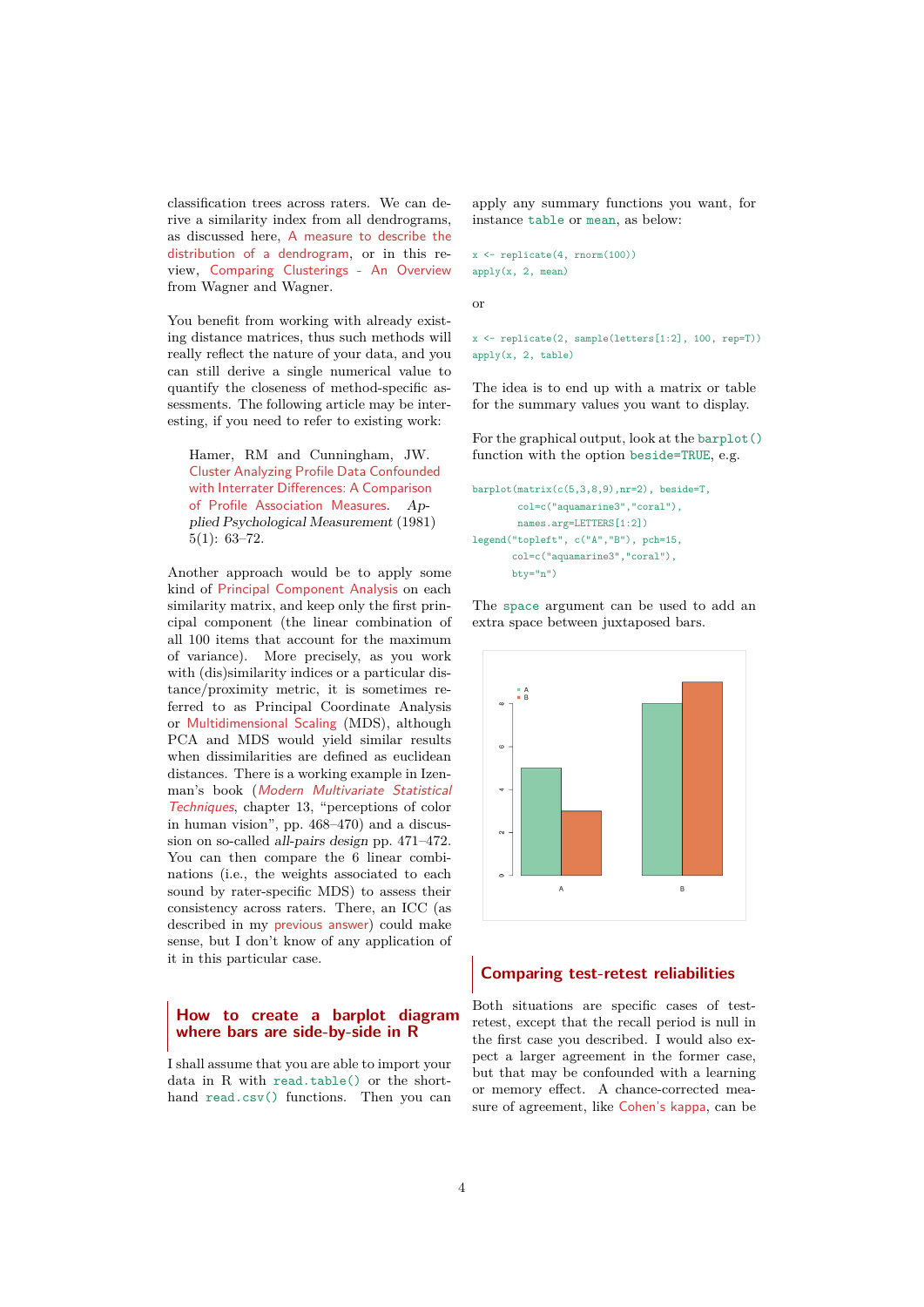classification trees across raters. We can derive a similarity index from all dendrograms, as discussed here, A measure to describe the distribution of a dendrogram, or in this review, Comparing Clusterings - An Overview from Wagner and Wagner.

You benefit from working with already existing distance matrices, thus such methods will really reflect the nature of your data, and you can still derive a single numerical value to quantify the closeness of method-specific assessments. The following article may be interesting, if you need to refer to existing work:

> Hamer, RM and Cunningham, JW. Cluster Analyzing Profile Data Confounded with Interrater Differences: A Comparison of Profile Association Measures. *Applied Psychological Measurement* (1981) 5(1): 63–72.

Another approach would be to apply some kind of Principal Component Analysis on each similarity matrix, and keep only the first principal component (the linear combination of all 100 items that account for the maximum of variance). More precisely, as you work with (dis)similarity indices or a particular distance/proximity metric, it is sometimes referred to as Principal Coordinate Analysis or Multidimensional Scaling (MDS), although PCA and MDS would yield similar results when dissimilarities are defined as euclidean distances. There is a working example in Izenman's book (*Modern Multivariate Statistical Techniques*, chapter 13, "perceptions of color in human vision", pp. 468–470) and a discussion on so-called *all-pairs design* pp. 471–472. You can then compare the 6 linear combinations (i.e., the weights associated to each sound by rater-specific MDS) to assess their consistency across raters. There, an ICC (as described in my previous answer) could make sense, but I don't know of any application of it in this particular case.

## How to create a barplot diagram where bars are side-by-side in R

I shall assume that you are able to import your data in R with `read.table()` or the short-hand `read.csv()` functions. Then you can apply any summary functions you want, for instance `table` or `mean`, as below:

```
x <- replicate(4, rnorm(100))
apply(x, 2, mean)
```

or

```
x <- replicate(2, sample(letters[1:2], 100, rep=T))
apply(x, 2, table)
```

The idea is to end up with a matrix or table for the summary values you want to display.

For the graphical output, look at the `barplot()` function with the option `beside=TRUE`, e.g.

```
barplot(matrix(c(5,3,8,9),nr=2), beside=T,
        col=c("aquamarine3","coral"),
        names.arg=LETTERS[1:2])
legend("topleft", c("A","B"), pch=15,
       col=c("aquamarine3","coral"),
       bty="n")
```

The `space` argument can be used to add an extra space between juxtaposed bars.

## Comparing test-retest reliabilities

Both situations are specific cases of test-retest, except that the recall period is null in the first case you described. I would also expect a larger agreement in the former case, but that may be confounded with a learning or memory effect. A chance-corrected measure of agreement, like Cohen's kappa, can be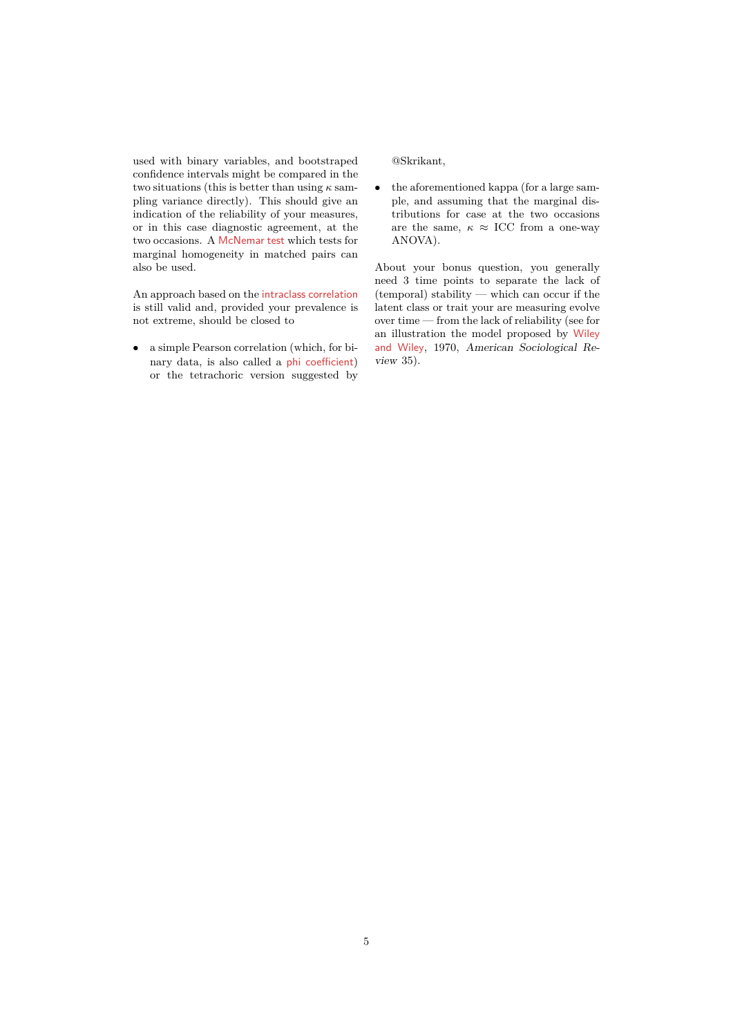used with binary variables, and bootstraped confidence intervals might be compared in the two situations (this is better than using $\kappa$ sampling variance directly). This should give an indication of the reliability of your measures, or in this case diagnostic agreement, at the two occasions. A McNemar test which tests for marginal homogeneity in matched pairs can also be used.

An approach based on the intraclass correlation is still valid and, provided your prevalence is not extreme, should be closed to

- a simple Pearson correlation (which, for binary data, is also called a phi coefficient) or the tetrachoric version suggested by @Skrikant,
- the aforementioned kappa (for a large sample, and assuming that the marginal distributions for case at the two occasions are the same, $\kappa \approx$ ICC from a one-way ANOVA).

About your bonus question, you generally need 3 time points to separate the lack of (temporal) stability — which can occur if the latent class or trait your are measuring evolve over time — from the lack of reliability (see for an illustration the model proposed by Wiley and Wiley, 1970, *American Sociological Review* 35).